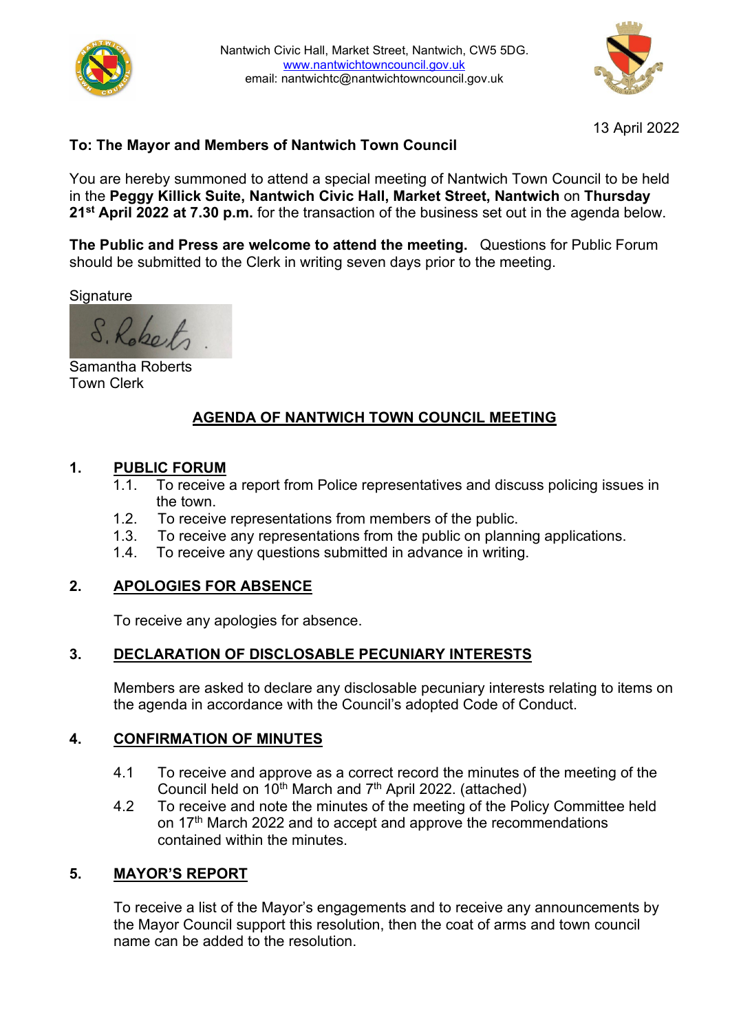Nantwich Civic Hall, Market Street, Nantwich, CW5 5DG.
www.nantwichtowncouncil.gov.uk
email: nantwichtc@nantwichtowncouncil.gov.uk

13 April 2022

**To: The Mayor and Members of Nantwich Town Council**

You are hereby summoned to attend a special meeting of Nantwich Town Council to be held in the **Peggy Killick Suite, Nantwich Civic Hall, Market Street, Nantwich** on **Thursday 21st April 2022 at 7.30 p.m.** for the transaction of the business set out in the agenda below.

**The Public and Press are welcome to attend the meeting.** Questions for Public Forum should be submitted to the Clerk in writing seven days prior to the meeting.

Signature

S. Roberts.

Samantha Roberts
Town Clerk

## AGENDA OF NANTWICH TOWN COUNCIL MEETING

### 1. PUBLIC FORUM

- 1.1. To receive a report from Police representatives and discuss policing issues in the town.
- 1.2. To receive representations from members of the public.
- 1.3. To receive any representations from the public on planning applications.
- 1.4. To receive any questions submitted in advance in writing.

### 2. APOLOGIES FOR ABSENCE

To receive any apologies for absence.

### 3. DECLARATION OF DISCLOSABLE PECUNIARY INTERESTS

Members are asked to declare any disclosable pecuniary interests relating to items on the agenda in accordance with the Council's adopted Code of Conduct.

### 4. CONFIRMATION OF MINUTES

- 4.1 To receive and approve as a correct record the minutes of the meeting of the Council held on 10th March and 7th April 2022. (attached)
- 4.2 To receive and note the minutes of the meeting of the Policy Committee held on 17th March 2022 and to accept and approve the recommendations contained within the minutes.

### 5. MAYOR'S REPORT

To receive a list of the Mayor's engagements and to receive any announcements by the Mayor Council support this resolution, then the coat of arms and town council name can be added to the resolution.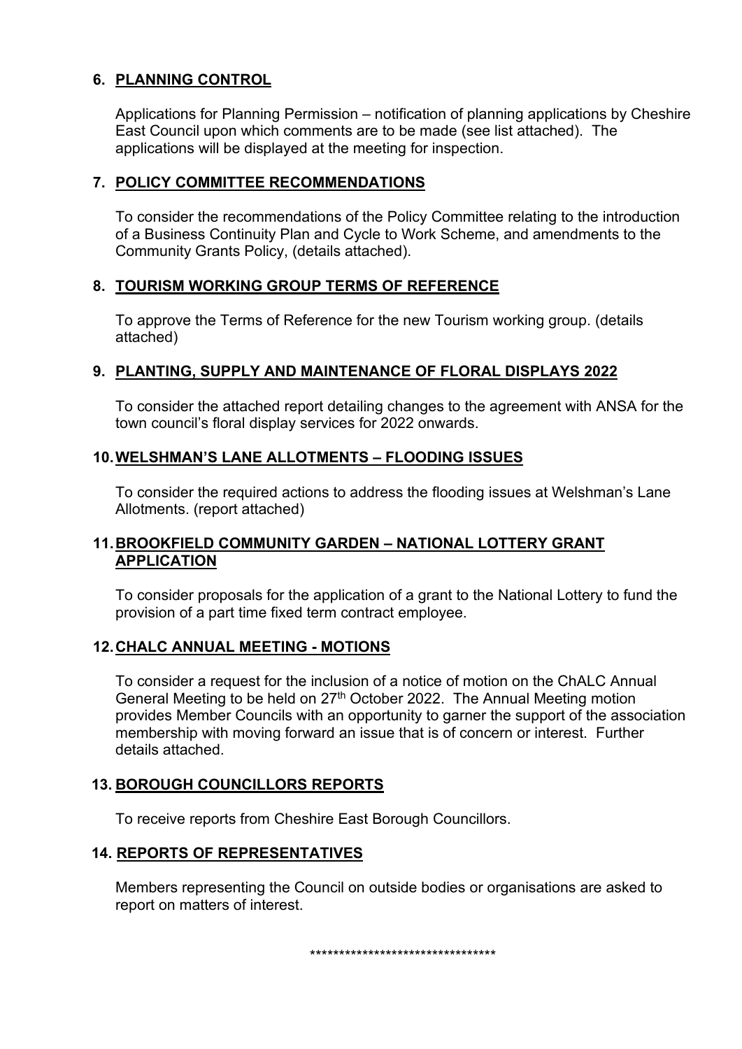## 6. PLANNING CONTROL

Applications for Planning Permission – notification of planning applications by Cheshire East Council upon which comments are to be made (see list attached). The applications will be displayed at the meeting for inspection.

## 7. POLICY COMMITTEE RECOMMENDATIONS

To consider the recommendations of the Policy Committee relating to the introduction of a Business Continuity Plan and Cycle to Work Scheme, and amendments to the Community Grants Policy, (details attached).

## 8. TOURISM WORKING GROUP TERMS OF REFERENCE

To approve the Terms of Reference for the new Tourism working group. (details attached)

## 9. PLANTING, SUPPLY AND MAINTENANCE OF FLORAL DISPLAYS 2022

To consider the attached report detailing changes to the agreement with ANSA for the town council's floral display services for 2022 onwards.

## 10. WELSHMAN'S LANE ALLOTMENTS – FLOODING ISSUES

To consider the required actions to address the flooding issues at Welshman's Lane Allotments. (report attached)

## 11. BROOKFIELD COMMUNITY GARDEN – NATIONAL LOTTERY GRANT APPLICATION

To consider proposals for the application of a grant to the National Lottery to fund the provision of a part time fixed term contract employee.

## 12. CHALC ANNUAL MEETING - MOTIONS

To consider a request for the inclusion of a notice of motion on the ChALC Annual General Meeting to be held on 27th October 2022. The Annual Meeting motion provides Member Councils with an opportunity to garner the support of the association membership with moving forward an issue that is of concern or interest. Further details attached.

## 13. BOROUGH COUNCILLORS REPORTS

To receive reports from Cheshire East Borough Councillors.

## 14. REPORTS OF REPRESENTATIVES

Members representing the Council on outside bodies or organisations are asked to report on matters of interest.

********************************